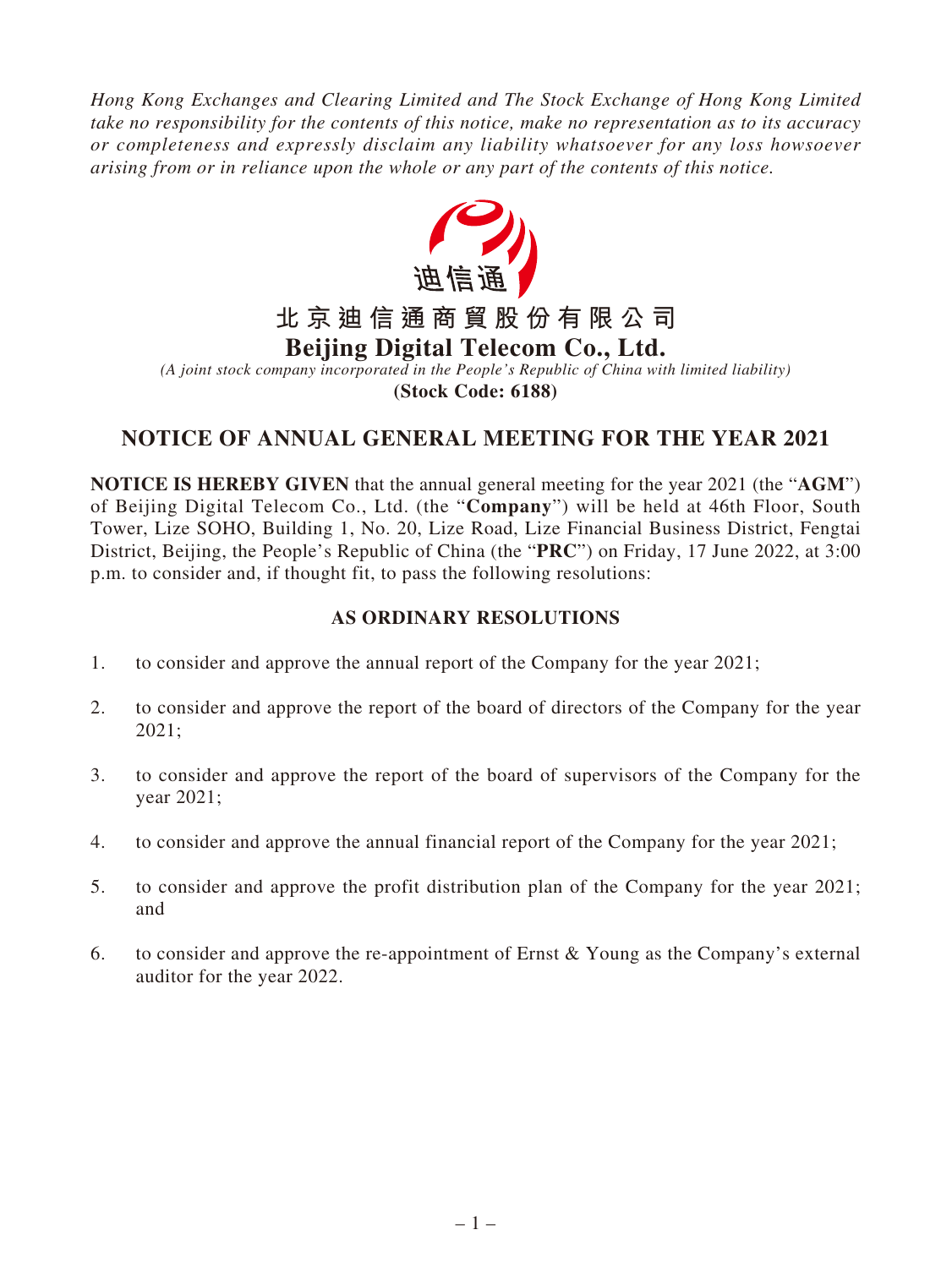*Hong Kong Exchanges and Clearing Limited and The Stock Exchange of Hong Kong Limited take no responsibility for the contents of this notice, make no representation as to its accuracy or completeness and expressly disclaim any liability whatsoever for any loss howsoever arising from or in reliance upon the whole or any part of the contents of this notice.*

迪信通

# 北京迪信通商貿股份有限公司
# Beijing Digital Telecom Co., Ltd.

*(A joint stock company incorporated in the People's Republic of China with limited liability)*

**(Stock Code: 6188)**

## NOTICE OF ANNUAL GENERAL MEETING FOR THE YEAR 2021

**NOTICE IS HEREBY GIVEN** that the annual general meeting for the year 2021 (the "**AGM**") of Beijing Digital Telecom Co., Ltd. (the "**Company**") will be held at 46th Floor, South Tower, Lize SOHO, Building 1, No. 20, Lize Road, Lize Financial Business District, Fengtai District, Beijing, the People's Republic of China (the "**PRC**") on Friday, 17 June 2022, at 3:00 p.m. to consider and, if thought fit, to pass the following resolutions:

### AS ORDINARY RESOLUTIONS

1. to consider and approve the annual report of the Company for the year 2021;
2. to consider and approve the report of the board of directors of the Company for the year 2021;
3. to consider and approve the report of the board of supervisors of the Company for the year 2021;
4. to consider and approve the annual financial report of the Company for the year 2021;
5. to consider and approve the profit distribution plan of the Company for the year 2021; and
6. to consider and approve the re-appointment of Ernst & Young as the Company's external auditor for the year 2022.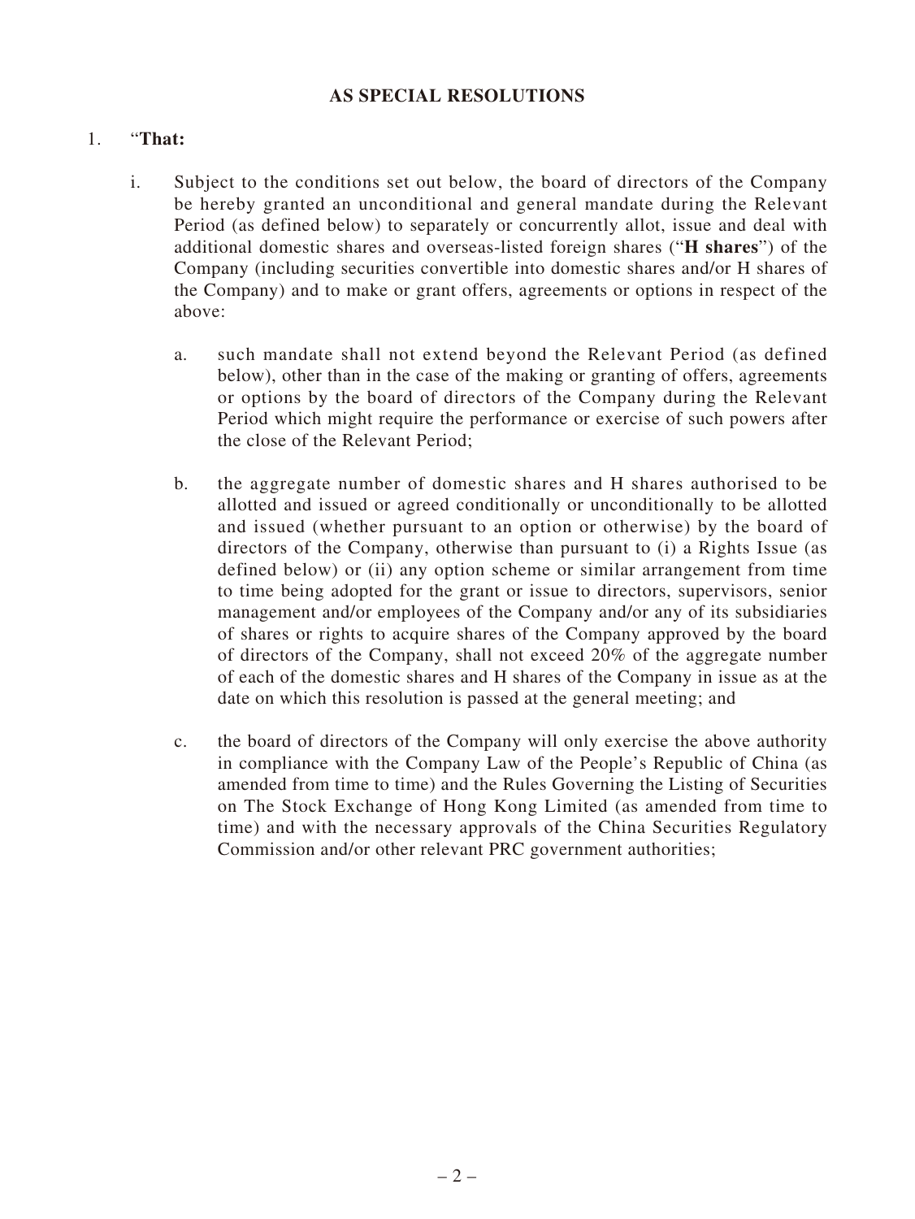**AS SPECIAL RESOLUTIONS**

1. "**That:**

   i. Subject to the conditions set out below, the board of directors of the Company be hereby granted an unconditional and general mandate during the Relevant Period (as defined below) to separately or concurrently allot, issue and deal with additional domestic shares and overseas-listed foreign shares ("**H shares**") of the Company (including securities convertible into domestic shares and/or H shares of the Company) and to make or grant offers, agreements or options in respect of the above:

      a. such mandate shall not extend beyond the Relevant Period (as defined below), other than in the case of the making or granting of offers, agreements or options by the board of directors of the Company during the Relevant Period which might require the performance or exercise of such powers after the close of the Relevant Period;

      b. the aggregate number of domestic shares and H shares authorised to be allotted and issued or agreed conditionally or unconditionally to be allotted and issued (whether pursuant to an option or otherwise) by the board of directors of the Company, otherwise than pursuant to (i) a Rights Issue (as defined below) or (ii) any option scheme or similar arrangement from time to time being adopted for the grant or issue to directors, supervisors, senior management and/or employees of the Company and/or any of its subsidiaries of shares or rights to acquire shares of the Company approved by the board of directors of the Company, shall not exceed 20% of the aggregate number of each of the domestic shares and H shares of the Company in issue as at the date on which this resolution is passed at the general meeting; and

      c. the board of directors of the Company will only exercise the above authority in compliance with the Company Law of the People's Republic of China (as amended from time to time) and the Rules Governing the Listing of Securities on The Stock Exchange of Hong Kong Limited (as amended from time to time) and with the necessary approvals of the China Securities Regulatory Commission and/or other relevant PRC government authorities;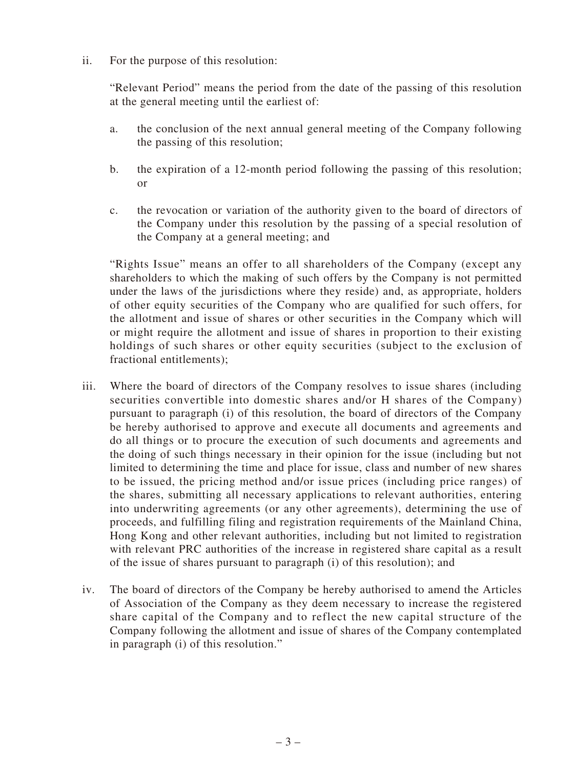ii. For the purpose of this resolution:

"Relevant Period" means the period from the date of the passing of this resolution at the general meeting until the earliest of:

a. the conclusion of the next annual general meeting of the Company following the passing of this resolution;

b. the expiration of a 12-month period following the passing of this resolution; or

c. the revocation or variation of the authority given to the board of directors of the Company under this resolution by the passing of a special resolution of the Company at a general meeting; and

"Rights Issue" means an offer to all shareholders of the Company (except any shareholders to which the making of such offers by the Company is not permitted under the laws of the jurisdictions where they reside) and, as appropriate, holders of other equity securities of the Company who are qualified for such offers, for the allotment and issue of shares or other securities in the Company which will or might require the allotment and issue of shares in proportion to their existing holdings of such shares or other equity securities (subject to the exclusion of fractional entitlements);

iii. Where the board of directors of the Company resolves to issue shares (including securities convertible into domestic shares and/or H shares of the Company) pursuant to paragraph (i) of this resolution, the board of directors of the Company be hereby authorised to approve and execute all documents and agreements and do all things or to procure the execution of such documents and agreements and the doing of such things necessary in their opinion for the issue (including but not limited to determining the time and place for issue, class and number of new shares to be issued, the pricing method and/or issue prices (including price ranges) of the shares, submitting all necessary applications to relevant authorities, entering into underwriting agreements (or any other agreements), determining the use of proceeds, and fulfilling filing and registration requirements of the Mainland China, Hong Kong and other relevant authorities, including but not limited to registration with relevant PRC authorities of the increase in registered share capital as a result of the issue of shares pursuant to paragraph (i) of this resolution); and

iv. The board of directors of the Company be hereby authorised to amend the Articles of Association of the Company as they deem necessary to increase the registered share capital of the Company and to reflect the new capital structure of the Company following the allotment and issue of shares of the Company contemplated in paragraph (i) of this resolution."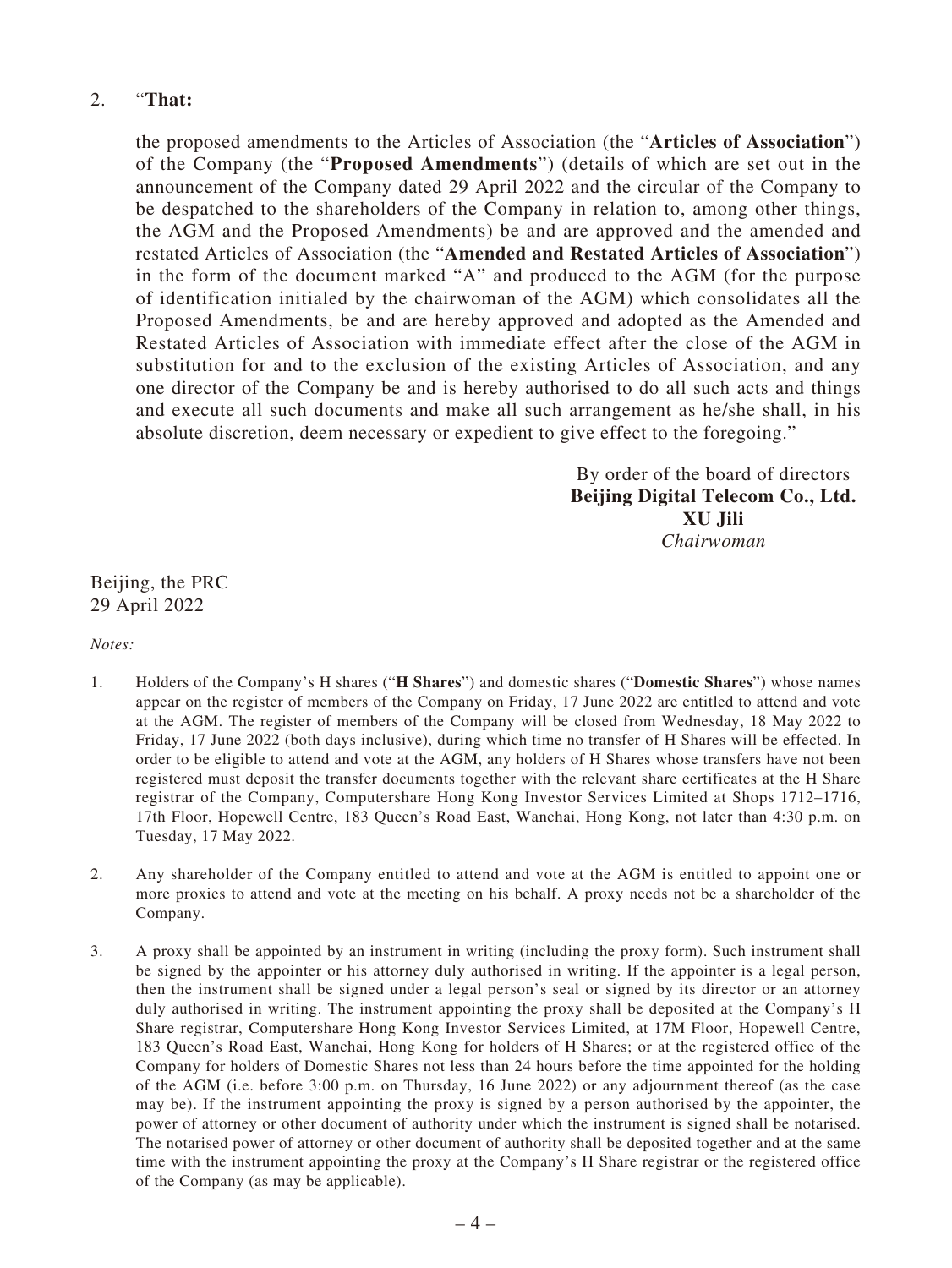2. "**That:**

   the proposed amendments to the Articles of Association (the "**Articles of Association**") of the Company (the "**Proposed Amendments**") (details of which are set out in the announcement of the Company dated 29 April 2022 and the circular of the Company to be despatched to the shareholders of the Company in relation to, among other things, the AGM and the Proposed Amendments) be and are approved and the amended and restated Articles of Association (the "**Amended and Restated Articles of Association**") in the form of the document marked "A" and produced to the AGM (for the purpose of identification initialed by the chairwoman of the AGM) which consolidates all the Proposed Amendments, be and are hereby approved and adopted as the Amended and Restated Articles of Association with immediate effect after the close of the AGM in substitution for and to the exclusion of the existing Articles of Association, and any one director of the Company be and is hereby authorised to do all such acts and things and execute all such documents and make all such arrangement as he/she shall, in his absolute discretion, deem necessary or expedient to give effect to the foregoing."

By order of the board of directors
**Beijing Digital Telecom Co., Ltd.**
**XU Jili**
*Chairwoman*

Beijing, the PRC
29 April 2022

*Notes:*

1. Holders of the Company's H shares ("**H Shares**") and domestic shares ("**Domestic Shares**") whose names appear on the register of members of the Company on Friday, 17 June 2022 are entitled to attend and vote at the AGM. The register of members of the Company will be closed from Wednesday, 18 May 2022 to Friday, 17 June 2022 (both days inclusive), during which time no transfer of H Shares will be effected. In order to be eligible to attend and vote at the AGM, any holders of H Shares whose transfers have not been registered must deposit the transfer documents together with the relevant share certificates at the H Share registrar of the Company, Computershare Hong Kong Investor Services Limited at Shops 1712–1716, 17th Floor, Hopewell Centre, 183 Queen's Road East, Wanchai, Hong Kong, not later than 4:30 p.m. on Tuesday, 17 May 2022.

2. Any shareholder of the Company entitled to attend and vote at the AGM is entitled to appoint one or more proxies to attend and vote at the meeting on his behalf. A proxy needs not be a shareholder of the Company.

3. A proxy shall be appointed by an instrument in writing (including the proxy form). Such instrument shall be signed by the appointer or his attorney duly authorised in writing. If the appointer is a legal person, then the instrument shall be signed under a legal person's seal or signed by its director or an attorney duly authorised in writing. The instrument appointing the proxy shall be deposited at the Company's H Share registrar, Computershare Hong Kong Investor Services Limited, at 17M Floor, Hopewell Centre, 183 Queen's Road East, Wanchai, Hong Kong for holders of H Shares; or at the registered office of the Company for holders of Domestic Shares not less than 24 hours before the time appointed for the holding of the AGM (i.e. before 3:00 p.m. on Thursday, 16 June 2022) or any adjournment thereof (as the case may be). If the instrument appointing the proxy is signed by a person authorised by the appointer, the power of attorney or other document of authority under which the instrument is signed shall be notarised. The notarised power of attorney or other document of authority shall be deposited together and at the same time with the instrument appointing the proxy at the Company's H Share registrar or the registered office of the Company (as may be applicable).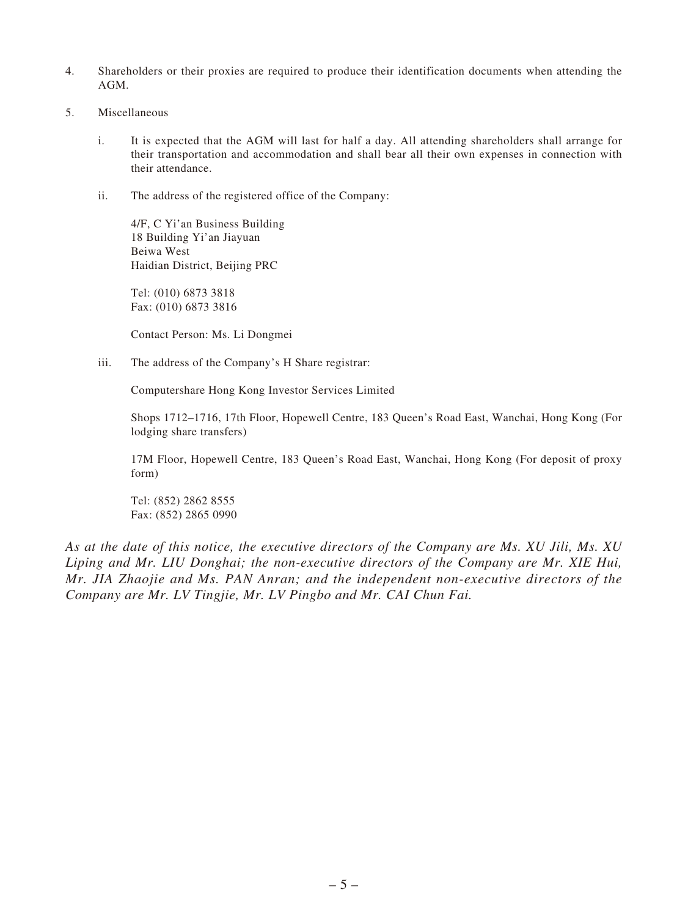4. Shareholders or their proxies are required to produce their identification documents when attending the AGM.

5. Miscellaneous

   i. It is expected that the AGM will last for half a day. All attending shareholders shall arrange for their transportation and accommodation and shall bear all their own expenses in connection with their attendance.

   ii. The address of the registered office of the Company:

      4/F, C Yi'an Business Building
      18 Building Yi'an Jiayuan
      Beiwa West
      Haidian District, Beijing PRC

      Tel: (010) 6873 3818
      Fax: (010) 6873 3816

      Contact Person: Ms. Li Dongmei

   iii. The address of the Company's H Share registrar:

      Computershare Hong Kong Investor Services Limited

      Shops 1712–1716, 17th Floor, Hopewell Centre, 183 Queen's Road East, Wanchai, Hong Kong (For lodging share transfers)

      17M Floor, Hopewell Centre, 183 Queen's Road East, Wanchai, Hong Kong (For deposit of proxy form)

      Tel: (852) 2862 8555
      Fax: (852) 2865 0990

*As at the date of this notice, the executive directors of the Company are Ms. XU Jili, Ms. XU Liping and Mr. LIU Donghai; the non-executive directors of the Company are Mr. XIE Hui, Mr. JIA Zhaojie and Ms. PAN Anran; and the independent non-executive directors of the Company are Mr. LV Tingjie, Mr. LV Pingbo and Mr. CAI Chun Fai.*